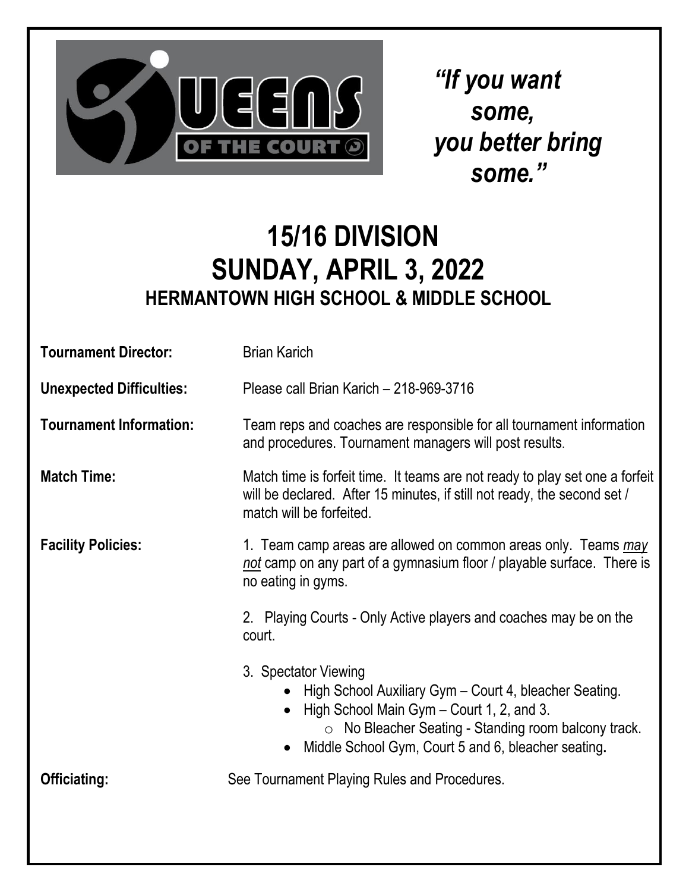QUEENS OF THE COURT

*"If you want some, you better bring some."*

# 15/16 DIVISION
# SUNDAY, APRIL 3, 2022
## HERMANTOWN HIGH SCHOOL & MIDDLE SCHOOL

**Tournament Director:** Brian Karich

**Unexpected Difficulties:** Please call Brian Karich – 218-969-3716

**Tournament Information:** Team reps and coaches are responsible for all tournament information and procedures. Tournament managers will post results.

**Match Time:** Match time is forfeit time. It teams are not ready to play set one a forfeit will be declared. After 15 minutes, if still not ready, the second set / match will be forfeited.

**Facility Policies:**

1. Team camp areas are allowed on common areas only. Teams *may not* camp on any part of a gymnasium floor / playable surface. There is no eating in gyms.

2. Playing Courts - Only Active players and coaches may be on the court.

3. Spectator Viewing
   - High School Auxiliary Gym – Court 4, bleacher Seating.
   - High School Main Gym – Court 1, 2, and 3.
     - No Bleacher Seating - Standing room balcony track.
   - Middle School Gym, Court 5 and 6, bleacher seating**.**

**Officiating:** See Tournament Playing Rules and Procedures.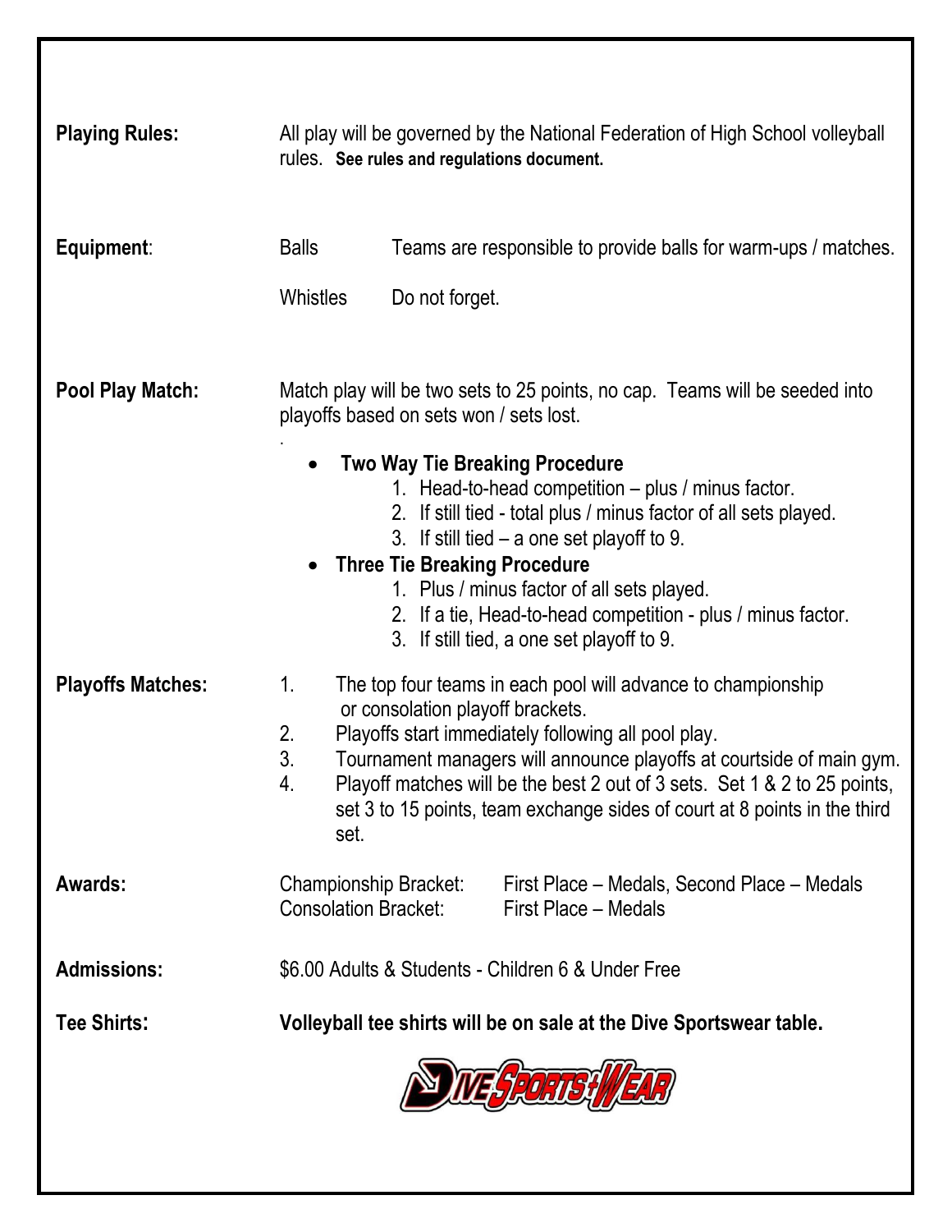**Playing Rules:** All play will be governed by the National Federation of High School volleyball rules. **See rules and regulations document.**

**Equipment**:

| | |
|---|---|
| Balls | Teams are responsible to provide balls for warm-ups / matches. |
| Whistles | Do not forget. |

**Pool Play Match:** Match play will be two sets to 25 points, no cap. Teams will be seeded into playoffs based on sets won / sets lost.

.

- **Two Way Tie Breaking Procedure**
  1. Head-to-head competition – plus / minus factor.
  2. If still tied - total plus / minus factor of all sets played.
  3. If still tied – a one set playoff to 9.
- **Three Tie Breaking Procedure**
  1. Plus / minus factor of all sets played.
  2. If a tie, Head-to-head competition - plus / minus factor.
  3. If still tied, a one set playoff to 9.

**Playoffs Matches:**

1. The top four teams in each pool will advance to championship or consolation playoff brackets.
2. Playoffs start immediately following all pool play.
3. Tournament managers will announce playoffs at courtside of main gym.
4. Playoff matches will be the best 2 out of 3 sets. Set 1 & 2 to 25 points, set 3 to 15 points, team exchange sides of court at 8 points in the third set.

**Awards:**

| | |
|---|---|
| Championship Bracket: | First Place – Medals, Second Place – Medals |
| Consolation Bracket: | First Place – Medals |

**Admissions:** $6.00 Adults & Students - Children 6 & Under Free

**Tee Shirts:** **Volleyball tee shirts will be on sale at the Dive Sportswear table.**

DIVE SPORTS WEAR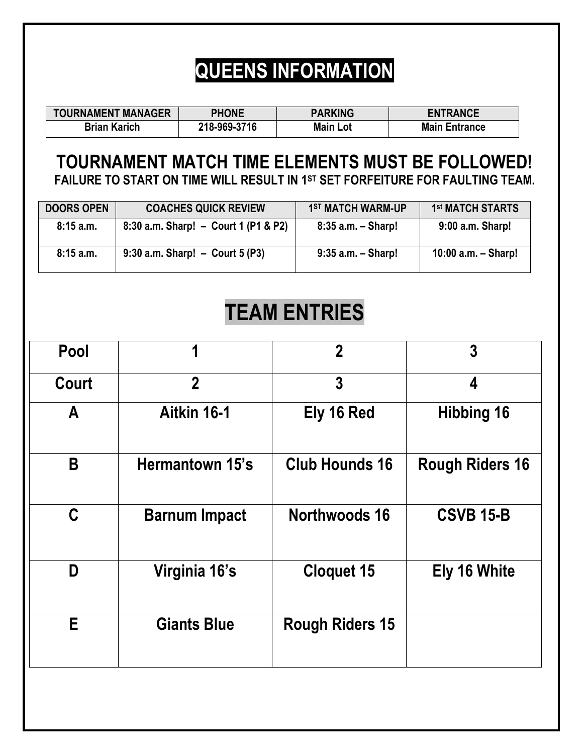# QUEENS INFORMATION

| TOURNAMENT MANAGER | PHONE | PARKING | ENTRANCE |
|---|---|---|---|
| Brian Karich | 218-969-3716 | Main Lot | Main Entrance |

## TOURNAMENT MATCH TIME ELEMENTS MUST BE FOLLOWED!

**FAILURE TO START ON TIME WILL RESULT IN 1ST SET FORFEITURE FOR FAULTING TEAM.**

| DOORS OPEN | COACHES QUICK REVIEW | 1ST MATCH WARM-UP | 1st MATCH STARTS |
|---|---|---|---|
| 8:15 a.m. | 8:30 a.m. Sharp! – Court 1 (P1 & P2) | 8:35 a.m. – Sharp! | 9:00 a.m. Sharp! |
| 8:15 a.m. | 9:30 a.m. Sharp! – Court 5 (P3) | 9:35 a.m. – Sharp! | 10:00 a.m. – Sharp! |

# TEAM ENTRIES

| Pool | 1 | 2 | 3 |
|---|---|---|---|
| Court | 2 | 3 | 4 |
| A | Aitkin 16-1 | Ely 16 Red | Hibbing 16 |
| B | Hermantown 15's | Club Hounds 16 | Rough Riders 16 |
| C | Barnum Impact | Northwoods 16 | CSVB 15-B |
| D | Virginia 16's | Cloquet 15 | Ely 16 White |
| E | Giants Blue | Rough Riders 15 | |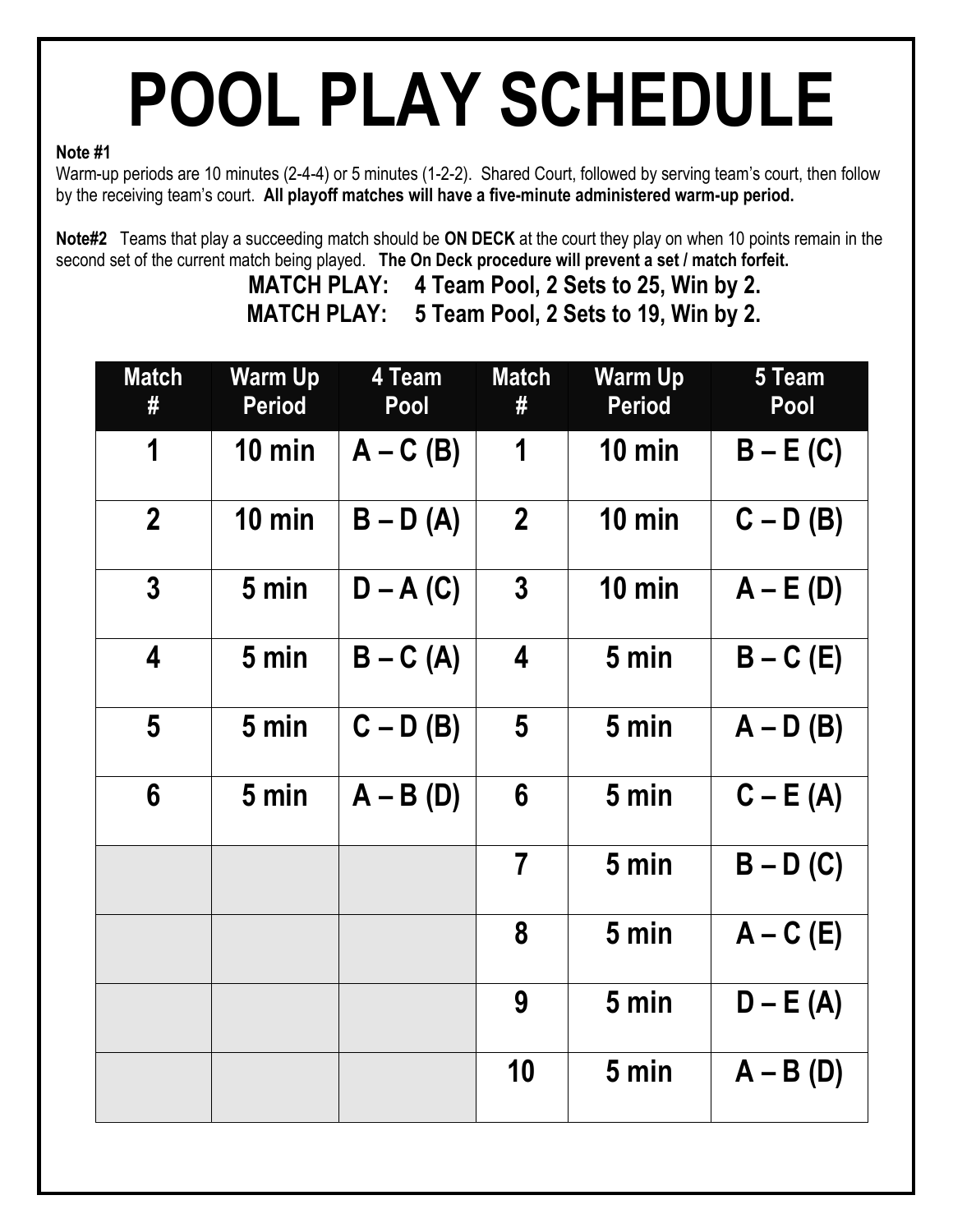# POOL PLAY SCHEDULE

**Note #1**
Warm-up periods are 10 minutes (2-4-4) or 5 minutes (1-2-2). Shared Court, followed by serving team's court, then follow by the receiving team's court. **All playoff matches will have a five-minute administered warm-up period.**

**Note#2** Teams that play a succeeding match should be **ON DECK** at the court they play on when 10 points remain in the second set of the current match being played. **The On Deck procedure will prevent a set / match forfeit.**

**MATCH PLAY: 4 Team Pool, 2 Sets to 25, Win by 2.**
**MATCH PLAY: 5 Team Pool, 2 Sets to 19, Win by 2.**

| Match # | Warm Up Period | 4 Team Pool | Match # | Warm Up Period | 5 Team Pool |
|---|---|---|---|---|---|
| 1 | 10 min | A – C (B) | 1 | 10 min | B – E (C) |
| 2 | 10 min | B – D (A) | 2 | 10 min | C – D (B) |
| 3 | 5 min | D – A (C) | 3 | 10 min | A – E (D) |
| 4 | 5 min | B – C (A) | 4 | 5 min | B – C (E) |
| 5 | 5 min | C – D (B) | 5 | 5 min | A – D (B) |
| 6 | 5 min | A – B (D) | 6 | 5 min | C – E (A) |
| | | | 7 | 5 min | B – D (C) |
| | | | 8 | 5 min | A – C (E) |
| | | | 9 | 5 min | D – E (A) |
| | | | 10 | 5 min | A – B (D) |